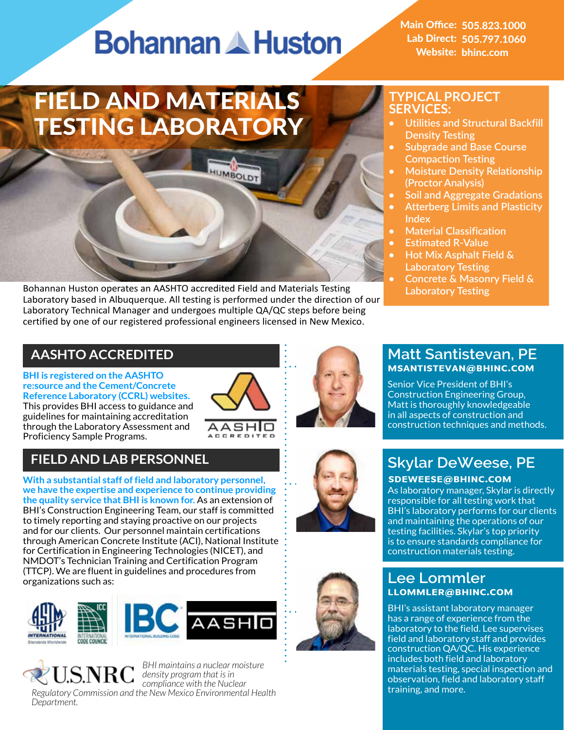# Bohannan Huston

**Main Office:** 505.823.1000
**Lab Direct:** 505.797.1060
**Website:** bhinc.com

# FIELD AND MATERIALS TESTING LABORATORY

Bohannan Huston operates an AASHTO accredited Field and Materials Testing Laboratory based in Albuquerque. All testing is performed under the direction of our Laboratory Technical Manager and undergoes multiple QA/QC steps before being certified by one of our registered professional engineers licensed in New Mexico.

## TYPICAL PROJECT SERVICES:

- Utilities and Structural Backfill Density Testing
- Subgrade and Base Course Compaction Testing
- Moisture Density Relationship (Proctor Analysis)
- Soil and Aggregate Gradations
- Atterberg Limits and Plasticity Index
- Material Classification
- Estimated R-Value
- Hot Mix Asphalt Field & Laboratory Testing
- Concrete & Masonry Field & Laboratory Testing

## AASHTO ACCREDITED

**BHI is registered on the AASHTO re:source and the Cement/Concrete Reference Laboratory (CCRL) websites.** This provides BHI access to guidance and guidelines for maintaining accreditation through the Laboratory Assessment and Proficiency Sample Programs.

AASHTO ACCREDITED

## FIELD AND LAB PERSONNEL

**With a substantial staff of field and laboratory personnel, we have the expertise and experience to continue providing the quality service that BHI is known for.** As an extension of BHI's Construction Engineering Team, our staff is committed to timely reporting and staying proactive on our projects and for our clients. Our personnel maintain certifications through American Concrete Institute (ACI), National Institute for Certification in Engineering Technologies (NICET), and NMDOT's Technician Training and Certification Program (TTCP). We are fluent in guidelines and procedures from organizations such as:

ASTM International · ICC International Code Council · IBC International Building Code · AASHTO

U.S.NRC

*BHI maintains a nuclear moisture density program that is in compliance with the Nuclear Regulatory Commission and the New Mexico Environmental Health Department.*

## Matt Santistevan, PE

**MSANTISTEVAN@BHINC.COM**

Senior Vice President of BHI's Construction Engineering Group, Matt is thoroughly knowledgeable in all aspects of construction and construction techniques and methods.

## Skylar DeWeese, PE

**SDEWEESE@BHINC.COM**

As laboratory manager, Skylar is directly responsible for all testing work that BHI's laboratory performs for our clients and maintaining the operations of our testing facilities. Skylar's top priority is to ensure standards compliance for construction materials testing.

## Lee Lommler

**LLOMMLER@BHINC.COM**

BHI's assistant laboratory manager has a range of experience from the laboratory to the field. Lee supervises field and laboratory staff and provides construction QA/QC. His experience includes both field and laboratory materials testing, special inspection and observation, field and laboratory staff training, and more.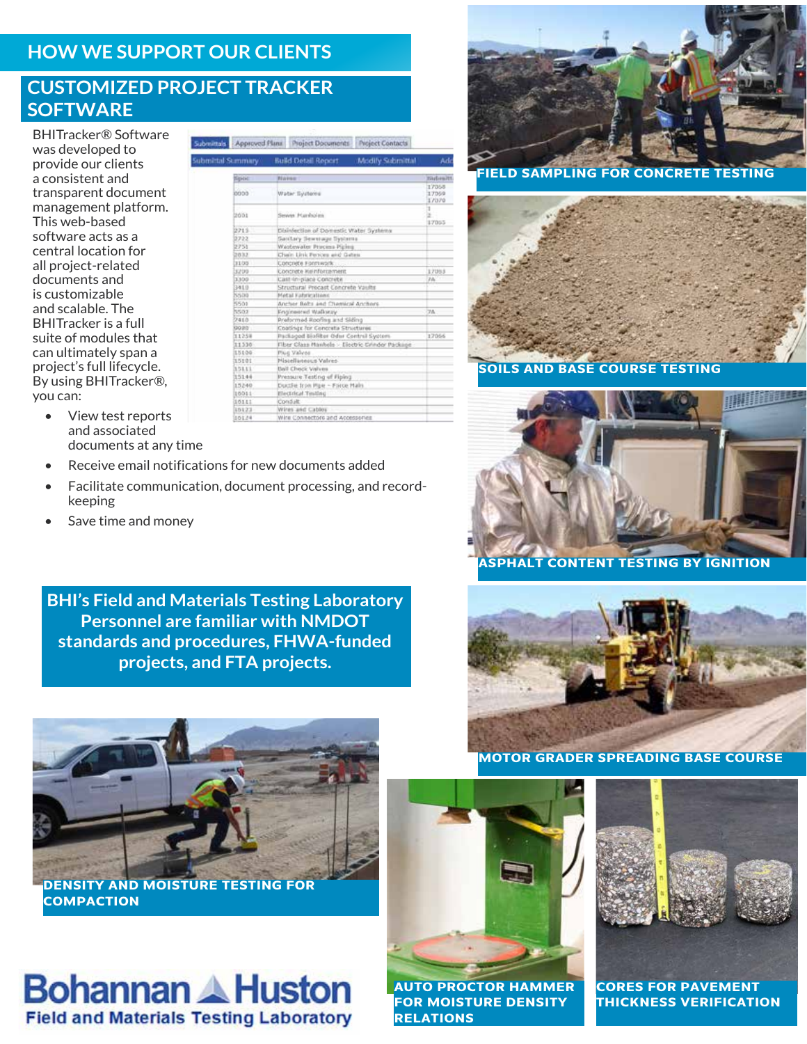## HOW WE SUPPORT OUR CLIENTS

## CUSTOMIZED PROJECT TRACKER SOFTWARE

BHITracker® Software was developed to provide our clients a consistent and transparent document management platform. This web-based software acts as a central location for all project-related documents and is customizable and scalable. The BHITracker is a full suite of modules that can ultimately span a project's full lifecycle. By using BHITracker®, you can:

- View test reports and associated documents at any time
- Receive email notifications for new documents added
- Facilitate communication, document processing, and record-keeping
- Save time and money

**BHI's Field and Materials Testing Laboratory Personnel are familiar with NMDOT standards and procedures, FHWA-funded projects, and FTA projects.**

FIELD SAMPLING FOR CONCRETE TESTING

SOILS AND BASE COURSE TESTING

ASPHALT CONTENT TESTING BY IGNITION

MOTOR GRADER SPREADING BASE COURSE

DENSITY AND MOISTURE TESTING FOR COMPACTION

AUTO PROCTOR HAMMER FOR MOISTURE DENSITY RELATIONS

CORES FOR PAVEMENT THICKNESS VERIFICATION

**Bohannan Huston**
Field and Materials Testing Laboratory